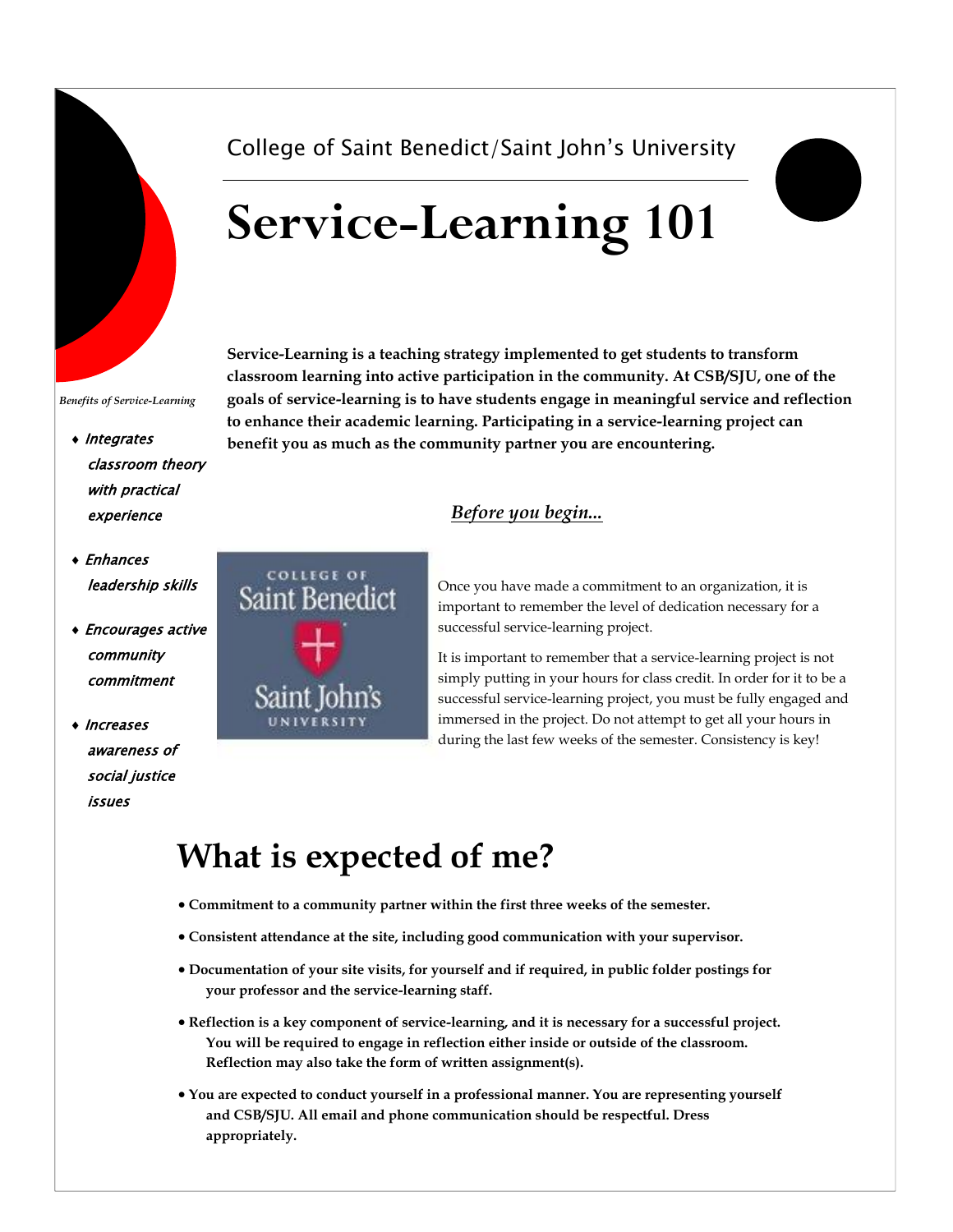College of Saint Benedict/Saint John's University

# Service-Learning 101

**Service-Learning is a teaching strategy implemented to get students to transform classroom learning into active participation in the community. At CSB/SJU, one of the goals of service-learning is to have students engage in meaningful service and reflection to enhance their academic learning. Participating in a service-learning project can benefit you as much as the community partner you are encountering.**

*Benefits of Service-Learning*

- *Integrates classroom theory with practical experience*
- *Enhances leadership skills*
- *Encourages active community commitment*
- *Increases awareness of social justice issues*

## *Before you begin...*

Once you have made a commitment to an organization, it is important to remember the level of dedication necessary for a successful service-learning project.

It is important to remember that a service-learning project is not simply putting in your hours for class credit. In order for it to be a successful service-learning project, you must be fully engaged and immersed in the project. Do not attempt to get all your hours in during the last few weeks of the semester. Consistency is key!

## What is expected of me?

- **Commitment to a community partner within the first three weeks of the semester.**
- **Consistent attendance at the site, including good communication with your supervisor.**
- **Documentation of your site visits, for yourself and if required, in public folder postings for your professor and the service-learning staff.**
- **Reflection is a key component of service-learning, and it is necessary for a successful project. You will be required to engage in reflection either inside or outside of the classroom. Reflection may also take the form of written assignment(s).**
- **You are expected to conduct yourself in a professional manner. You are representing yourself and CSB/SJU. All email and phone communication should be respectful. Dress appropriately.**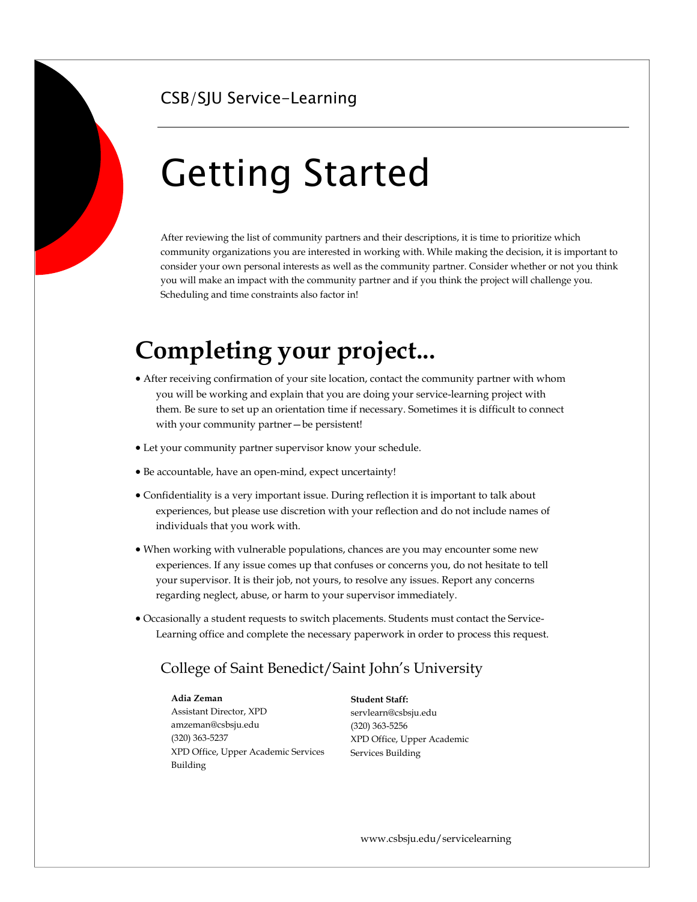CSB/SJU Service-Learning

# Getting Started

After reviewing the list of community partners and their descriptions, it is time to prioritize which community organizations you are interested in working with. While making the decision, it is important to consider your own personal interests as well as the community partner. Consider whether or not you think you will make an impact with the community partner and if you think the project will challenge you. Scheduling and time constraints also factor in!

## Completing your project...

- After receiving confirmation of your site location, contact the community partner with whom you will be working and explain that you are doing your service-learning project with them. Be sure to set up an orientation time if necessary. Sometimes it is difficult to connect with your community partner—be persistent!
- Let your community partner supervisor know your schedule.
- Be accountable, have an open-mind, expect uncertainty!
- Confidentiality is a very important issue. During reflection it is important to talk about experiences, but please use discretion with your reflection and do not include names of individuals that you work with.
- When working with vulnerable populations, chances are you may encounter some new experiences. If any issue comes up that confuses or concerns you, do not hesitate to tell your supervisor. It is their job, not yours, to resolve any issues. Report any concerns regarding neglect, abuse, or harm to your supervisor immediately.
- Occasionally a student requests to switch placements. Students must contact the Service-Learning office and complete the necessary paperwork in order to process this request.

### College of Saint Benedict/Saint John's University

**Adia Zeman**
Assistant Director, XPD
amzeman@csbsju.edu
(320) 363-5237
XPD Office, Upper Academic Services Building

**Student Staff:**
servlearn@csbsju.edu
(320) 363-5256
XPD Office, Upper Academic Services Building

www.csbsju.edu/servicelearning